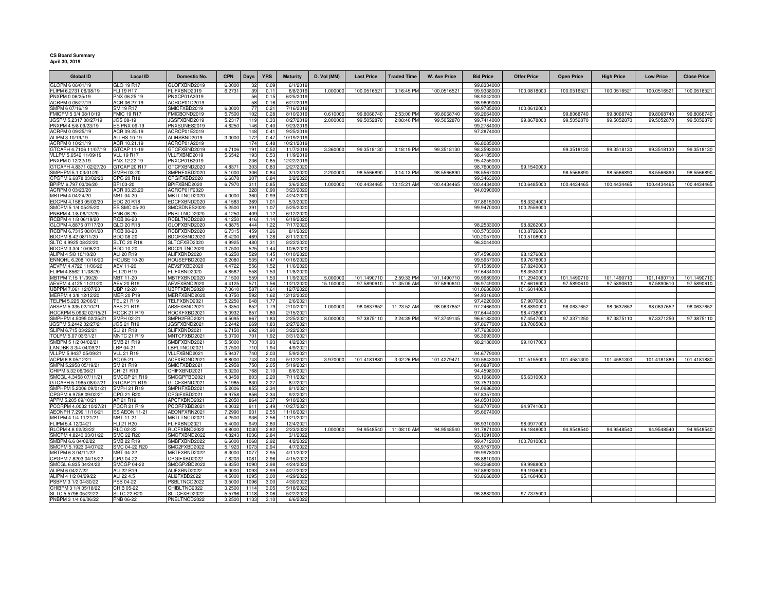**CS Board Summary**
**April 30, 2019**

| Global ID | Local ID | Domestic No. | CPN | Days | YRS | Maturity | D. Vol (MM) | Last Price | Traded Time | W. Ave Price | Bid Price | Offer Price | Open Price | High Price | Low Price | Close Price |
|---|---|---|---|---|---|---|---|---|---|---|---|---|---|---|---|---|
| GLOPM 6 06/01/19 | GLO 19 R17 | GLOFXBND2019 | 6.0000 | 32 | 0.09 | 6/1/2019 | | | | | 99.8334000 | | | | | |
| FLIPM 6.2731 06/08/19 | FLI 19 R17 | FLIFXBND2019 | 6.2731 | 39 | 0.11 | 6/8/2019 | 1.000000 | 100.0516521 | 3:16:45 PM | 100.0516521 | 99.9338000 | 100.0818000 | 100.0516521 | 100.0516521 | 100.0516521 | 100.0516521 |
| PNXPM 0 06/25/19 | PNX 06.25.19 | PNXCP01A2019 | | 56 | 0.15 | 6/25/2019 | | | | | 98.9242000 | | | | | |
| ACRPM 0 06/27/19 | ACR 06.27.19 | ACRCP01D2019 | | 58 | 0.16 | 6/27/2019 | | | | | 98.9609000 | | | | | |
| SMPM 6 07/16/19 | SM 19 R17 | SMICFXBD2019 | 6.0000 | 77 | 0.21 | 7/16/2019 | | | | | 99.9785000 | 100.0612000 | | | | |
| FMICPM 5 3/4 08/10/19 | FMIC 19 R17 | FMICBOND2019 | 5.7500 | 102 | 0.28 | 8/10/2019 | 0.610000 | 99.8068740 | 2:53:00 PM | 99.8068740 | 99.2664000 | | 99.8068740 | 99.8068740 | 99.8068740 | 99.8068740 |
| JGSPM 5.2317 08/27/19 | JGS 08-19 | JGSFXBND2019 | 5.2317 | 119 | 0.33 | 8/27/2019 | 2.000000 | 99.5052870 | 2:08:40 PM | 99.5052870 | 99.7414000 | 99.8678000 | 99.5052870 | 99.5052870 | 99.5052870 | 99.5052870 |
| PNXPM 4 5/8 09/23/19 | ES PNX 09-19 | PNXSDNES2019 | 4.6250 | 146 | 0.40 | 9/23/2019 | | | | | 99.2784000 | | | | | |
| ACRPM 0 09/25/19 | ACR 09.25.19 | ACRCP01E2019 | | 148 | 0.41 | 9/25/2019 | | | | | 97.2874000 | | | | | |
| ALIPM 3 10/19/19 | ALI HS 10-19 | ALIHSBND2019 | 3.0000 | 172 | 0.47 | 10/19/2019 | | | | | | | | | | |
| ACRPM 0 10/21/19 | ACR 10.21.19 | ACRCP01A2019 | | 174 | 0.48 | 10/21/2019 | | | | | 96.8085000 | | | | | |
| GTCAPH 4.7106 11/07/19 | GTCAP 11-19 | GTCFXBND2019 | 4.7106 | 191 | 0.52 | 11/7/2019 | 3.360000 | 99.3518130 | 3:18:19 PM | 99.3518130 | 98.3593000 | | 99.3518130 | 99.3518130 | 99.3518130 | 99.3518130 |
| VLLPM 5.6542 11/09/19 | VLL 19 R17 | VLLFXBND2019 | 5.6542 | 193 | 0.53 | 11/9/2019 | | | | | 98.4185000 | | | | | |
| PNXPM 0 12/22/19 | PNX 12.22.19 | PNXCP01B2019 | | 236 | 0.65 | 12/22/2019 | | | | | 95.4255000 | | | | | |
| GTCAPH 4.8371 02/27/20 | GTCAP 20 R17 | GTCFXBND2020 | 4.8371 | 303 | 0.83 | 2/27/2020 | | | | | 98.7600000 | 99.1540000 | | | | |
| SMPHPM 5.1 03/01/20 | SMPH 03-20 | SMPHFXBD2020 | 5.1000 | 306 | 0.84 | 3/1/2020 | 2.200000 | 98.5566890 | 3:14:13 PM | 98.5566890 | 98.5567000 | | 98.5566890 | 98.5566890 | 98.5566890 | 98.5566890 |
| CPGPM 6.6878 03/02/20 | CPG 20 R18 | CPGIFXBD2020 | 6.6878 | 307 | 0.84 | 3/2/2020 | | | | | 99.3463000 | | | | | |
| BPIPM 6.797 03/06/20 | BPI 03-20 | BPIFXBND2020 | 6.7970 | 311 | 0.85 | 3/6/2020 | 1.000000 | 100.4434465 | 10:15:21 AM | 100.4434465 | 100.4434000 | 100.6485000 | 100.4434465 | 100.4434465 | 100.4434465 | 100.4434465 |
| ACRPM 0 03/23/20 | ACR 03.23.20 | ACRCP01F2020 | | 328 | 0.90 | 3/23/2020 | | | | | 94.0390000 | | | | | |
| MBTPM 4 04/24/20 | MBT 04-20 | MBTLTNCD2020 | 4.0000 | 360 | 0.99 | 4/24/2020 | | | | | | | | | | |
| EDCPM 4.1583 05/03/20 | EDC 20 R18 | EDCFXBND2020 | 4.1583 | 369 | 1.01 | 5/3/2020 | | | | | 97.8615000 | 98.3324000 | | | | |
| SMCPM 5 1/4 05/25/20 | ES SMC 05-20 | SMCSDNES2020 | 5.2500 | 391 | 1.07 | 5/25/2020 | | | | | 99.9470000 | 100.2559000 | | | | |
| PNBPM 4 1/8 06/12/20 | PNB 06-20 | PNBLTNCD2020 | 4.1250 | 409 | 1.12 | 6/12/2020 | | | | | | | | | | |
| RCBPM 4 1/8 06/19/20 | RCB 06-20 | RCBLTNCD2020 | 4.1250 | 416 | 1.14 | 6/19/2020 | | | | | | | | | | |
| GLOPM 4.8875 07/17/20 | GLO 20 R18 | GLOFXBND2020 | 4.8875 | 444 | 1.22 | 7/17/2020 | | | | | 98.2533000 | 98.8262000 | | | | |
| RCBPM 6.7315 08/01/20 | RCB 08-20 | RCBFXBND2020 | 6.7315 | 459 | 1.26 | 8/1/2020 | | | | | 100.5733000 | 100.8726000 | | | | |
| BDOPM 6.42 08/11/20 | BDO 08-20 | BDOFXBND2020 | 6.4200 | 469 | 1.28 | 8/11/2020 | | | | | 100.2057000 | 100.5108000 | | | | |
| SLTC 4.9925 08/22/20 | SLTC 20 R18 | SLTCFXBD2020 | 4.9925 | 480 | 1.31 | 8/22/2020 | | | | | 96.3044000 | | | | | |
| BDOPM 3 3/4 10/06/20 | BDO 10-20 | BDO2LTNC2020 | 3.7500 | 525 | 1.44 | 10/6/2020 | | | | | | | | | | |
| ALIPM 4 5/8 10/10/20 | ALI 20 R19 | ALIFXBND2020 | 4.6250 | 529 | 1.45 | 10/10/2020 | | | | | 97.4596000 | 98.1276000 | | | | |
| ENNOHL 6.208 10/16/20 | HOUSE 10-20 | HOUSEFBD2020 | 6.2080 | 535 | 1.47 | 10/16/2020 | | | | | 99.5957000 | 99.7678000 | | | | |
| AEVPM 4.4722 11/06/20 | AEV 11-20 | AEV2FXBD2020 | 4.4722 | 556 | 1.52 | 11/6/2020 | | | | | 97.1589000 | 97.8240000 | | | | |
| FLIPM 4.8562 11/08/20 | FLI 20 R19 | FLIFXBND2020 | 4.8562 | 558 | 1.53 | 11/8/2020 | | | | | 97.6434000 | 98.3530000 | | | | |
| MBTPM 7.15 11/09/20 | MBT 11-20 | MBTFXBND2020 | 7.1500 | 559 | 1.53 | 11/9/2020 | 5.000000 | 101.1490710 | 2:59:33 PM | 101.1490710 | 99.9989000 | 101.2940000 | 101.1490710 | 101.1490710 | 101.1490710 | 101.1490710 |
| AEVPM 4.4125 11/21/20 | AEV 20 R19 | AEVFXBND2020 | 4.4125 | 571 | 1.56 | 11/21/2020 | 15.100000 | 97.5890610 | 11:35:05 AM | 97.5890610 | 96.9749000 | 97.6616000 | 97.5890610 | 97.5890610 | 97.5890610 | 97.5890610 |
| UBPPM 7.061 12/07/20 | UBP 12-20 | UBPFXBND2020 | 7.0610 | 587 | 1.61 | 12/7/2020 | | | | | 101.0686000 | 101.6014000 | | | | |
| MERPM 4 3/8 12/12/20 | MER 20 P19 | MERFXBND2020 | 4.3750 | 592 | 1.62 | 12/12/2020 | | | | | 94.9316000 | | | | | |
| TELPM 5.225 02/06/21 | TEL 21 R19 | TELFXBND2021 | 5.2250 | 648 | 1.77 | 2/6/2021 | | | | | 97.4220000 | 97.9070000 | | | | |
| ABSPM 5.335 02/10/21 | ABS 21 R19 | ABSFXBND2021 | 5.3350 | 652 | 1.79 | 2/10/2021 | 1.000000 | 98.0637652 | 11:23:52 AM | 98.0637652 | 97.2466000 | 98.8890000 | 98.0637652 | 98.0637652 | 98.0637652 | 98.0637652 |
| ROCKPM 5.0932 02/15/21 | ROCK 21 R19 | ROCKFXBD2021 | 5.0932 | 657 | 1.80 | 2/15/2021 | | | | | 97.6444000 | 98.4738000 | | | | |
| SMPHPM 4.5095 02/25/21 | SMPH 02-21 | SMPH2FBD2021 | 4.5095 | 667 | 1.83 | 2/25/2021 | 8.000000 | 97.3875110 | 2:24:39 PM | 97.3749145 | 96.6183000 | 97.4547000 | 97.3371250 | 97.3875110 | 97.3371250 | 97.3875110 |
| JGSPM 5.2442 02/27/21 | JGS 21 R19 | JGSFXBND2021 | 5.2442 | 669 | 1.83 | 2/27/2021 | | | | | 97.8677000 | 98.7065000 | | | | |
| SLIPM 6.715 03/22/21 | SLI 21 R18 | SLIFXBND2021 | 6.7150 | 692 | 1.90 | 3/22/2021 | | | | | 97.7638000 | | | | | |
| TOLPM 5.07 03/31/21 | MNTC 21 R19 | MNTCFXBD2021 | 5.0700 | 701 | 1.92 | 3/31/2021 | | | | | 96.3993000 | | | | | |
| SMBPM 5 1/2 04/02/21 | SMB 21 R19 | SMBFXBND2021 | 5.5000 | 703 | 1.93 | 4/2/2021 | | | | | 98.2188000 | 99.1017000 | | | | |
| LANDBK 3 3/4 04/09/21 | LBP 04-21 | LBPLTNCD2021 | 3.7500 | 710 | 1.94 | 4/9/2021 | | | | | | | | | | |
| VLLPM 5.9437 05/09/21 | VLL 21 R19 | VLLFXBND2021 | 5.9437 | 740 | 2.03 | 5/9/2021 | | | | | 94.6779000 | | | | | |
| ACPM 6.8 05/12/21 | AC 05-21 | ACFXBOND2021 | 6.8000 | 743 | 2.03 | 5/12/2021 | 3.970000 | 101.4181880 | 3:02:26 PM | 101.4279471 | 100.5643000 | 101.5155000 | 101.4581300 | 101.4581300 | 101.4181880 | 101.4181880 |
| SMPM 5.2958 05/19/21 | SM 21 R19 | SMICFXBD2021 | 5.2958 | 750 | 2.05 | 5/19/2021 | | | | | 94.0887000 | | | | | |
| CHIPM 5.32 06/06/21 | CHI 21 R19 | CHIFXBND2021 | 5.3200 | 768 | 2.10 | 6/6/2021 | | | | | 94.4598000 | | | | | |
| SMCGL 4.3458 07/11/21 | SMCGP 21 R19 | SMCGPFBD2021 | 4.3458 | 803 | 2.20 | 7/11/2021 | | | | | 93.1968000 | 95.6310000 | | | | |
| GTCAPH 5.1965 08/07/21 | GTCAP 21 R19 | GTCFXBND2021 | 5.1965 | 830 | 2.27 | 8/7/2021 | | | | | 93.7521000 | | | | | |
| SMPHPM 5.2006 09/01/21 | SMPH 21 R19 | SMPHFXBD2021 | 5.2006 | 855 | 2.34 | 9/1/2021 | | | | | 94.0986000 | | | | | |
| CPGPM 6.9758 09/02/21 | CPG 21 R20 | CPGIFXBD2021 | 6.9758 | 856 | 2.34 | 9/2/2021 | | | | | 97.8357000 | | | | | |
| APPM 5.205 09/10/21 | AP 21 R19 | APCFXBND2021 | 5.2050 | 864 | 2.37 | 9/10/2021 | | | | | 94.0501000 | | | | | |
| PCORPM 4.0032 10/27/21 | PCOR 21 R19 | PCORFXBD2021 | 4.0032 | 911 | 2.49 | 10/27/2021 | | | | | 93.8707000 | 94.9741000 | | | | |
| AEONPH 7.299 11/16/21 | ES AEON 11-21 | AEONFXRN2021 | 7.2990 | 931 | 2.55 | 11/16/2021 | | | | | 95.6674000 | | | | | |
| MBTPM 4 1/4 11/21/21 | MBT 11-21 | MBTLTNCD2021 | 4.2500 | 936 | 2.56 | 11/21/2021 | | | | | | | | | | |
| FLIPM 5.4 12/04/21 | FLI 21 R20 | FLIFXBND2021 | 5.4000 | 949 | 2.60 | 12/4/2021 | | | | | 96.9310000 | 98.0977000 | | | | |
| RLCPM 4.8 02/23/22 | RLC 02-22 | RLCFXBND2022 | 4.8000 | 1030 | 2.82 | 2/23/2022 | 1.000000 | 94.9548540 | 11:08:10 AM | 94.9548540 | 91.7871000 | 96.1848000 | 94.9548540 | 94.9548540 | 94.9548540 | 94.9548540 |
| SMCPM 4.8243 03/01/22 | SMC 22 R20 | SMCFXBND2022 | 4.8243 | 1036 | 2.84 | 3/1/2022 | | | | | 93.1091000 | | | | | |
| SMBPM 6.6 04/02/22 | SMB 22 R19 | SMBFXBND2022 | 6.6000 | 1068 | 2.92 | 4/2/2022 | | | | | 99.4712000 | 100.7810000 | | | | |
| SMCPM 5.1923 04/07/22 | SMC 04-22 R20 | SMC2FXBD2022 | 5.1923 | 1073 | 2.94 | 4/7/2022 | | | | | 93.9767000 | | | | | |
| MBTPM 6.3 04/11/22 | MBT 04-22 | MBTFXBND2022 | 6.3000 | 1077 | 2.95 | 4/11/2022 | | | | | 99.9978000 | | | | | |
| CPGPM 7.8203 04/15/22 | CPG 04-22 | CPGIFXBD2022 | 7.8203 | 1081 | 2.96 | 4/15/2022 | | | | | 98.8810000 | | | | | |
| SMCGL 6.835 04/24/22 | SMCGP 04-22 | SMCGP2BD2022 | 6.8350 | 1090 | 2.98 | 4/24/2022 | | | | | 99.2268000 | 99.9988000 | | | | |
| ALIPM 6 04/27/22 | ALI 22 R19 | ALIFXBND2022 | 6.0000 | 1093 | 2.99 | 4/27/2022 | | | | | 97.8692000 | 99.1936000 | | | | |
| ALIPM 4 1/2 04/29/22 | ALI 22 4.5 | ALI2FXBD2022 | 4.5000 | 1095 | 3.00 | 4/29/2022 | | | | | 93.8668000 | 95.1604000 | | | | |
| PSBPM 3 1/2 04/30/22 | PSB 04-22 | PSBLTNCD2022 | 3.5000 | 1096 | 3.00 | 4/30/2022 | | | | | | | | | | |
| CHIBPM 3 1/4 05/18/22 | CHIB 05-22 | CHIBLTNC2022 | 3.2500 | 1114 | 3.05 | 5/18/2022 | | | | | | | | | | |
| SLTC 5.5796 05/22/22 | SLTC 22 R20 | SLTCFXBD2022 | 5.5796 | 1118 | 3.06 | 5/22/2022 | | | | | 96.3882000 | 97.7375000 | | | | |
| PNBPM 3 1/4 06/06/22 | PNB 06-22 | PNBLTNCD2022 | 3.2500 | 1133 | 3.10 | 6/6/2022 | | | | | | | | | | |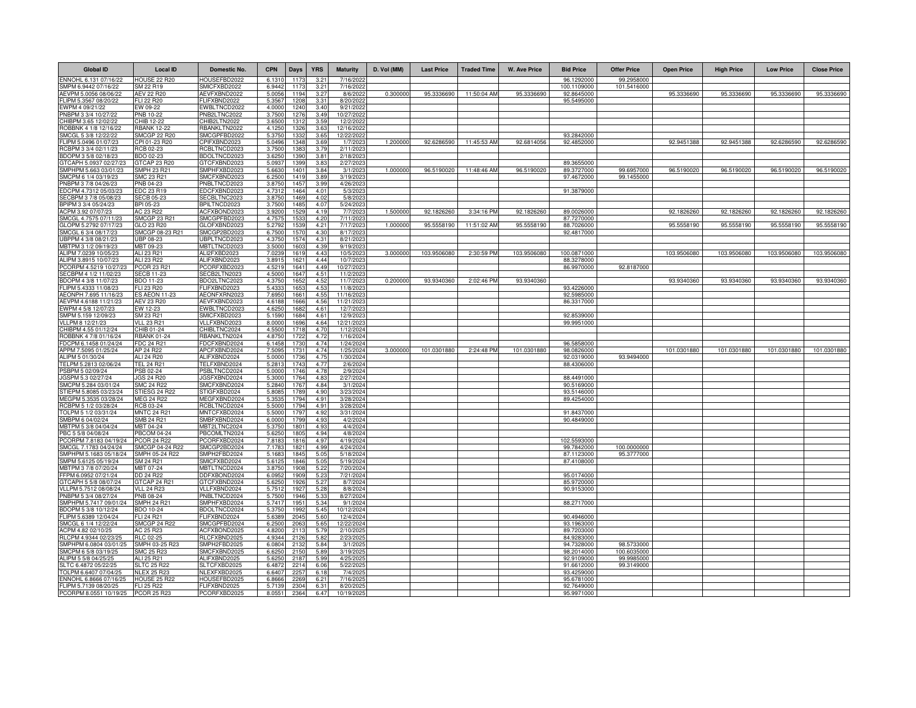| Global ID | Local ID | Domestic No. | CPN | Days | YRS | Maturity | D. Vol (MM) | Last Price | Traded Time | W. Ave Price | Bid Price | Offer Price | Open Price | High Price | Low Price | Close Price |
|---|---|---|---|---|---|---|---|---|---|---|---|---|---|---|---|---|
| ENNOHL 6.131 07/16/22 | HOUSE 22 R20 | HOUSEFBD2022 | 6.1310 | 1173 | 3.21 | 7/16/2022 | | | | | 96.1292000 | 99.2958000 | | | | |
| SMPM 6.9442 07/16/22 | SM 22 R19 | SMICFXBD2022 | 6.9442 | 1173 | 3.21 | 7/16/2022 | | | | | 100.1109000 | 101.5416000 | | | | |
| AEVPM 5.0056 08/06/22 | AEV 22 R20 | AEVFXBND2022 | 5.0056 | 1194 | 3.27 | 8/6/2022 | 0.300000 | 95.3336690 | 11:50:04 AM | 95.3336690 | 92.8645000 | | 95.3336690 | 95.3336690 | 95.3336690 | 95.3336690 |
| FLIPM 5.3567 08/20/22 | FLI 22 R20 | FLIFXBND2022 | 5.3567 | 1208 | 3.31 | 8/20/2022 | | | | | 95.5495000 | | | | | |
| EWPM 4 09/21/22 | EW 09-22 | EWBLTNCD2022 | 4.0000 | 1240 | 3.40 | 9/21/2022 | | | | | | | | | | |
| PNBPM 3 3/4 10/27/22 | PNB 10-22 | PNB2LTNC2022 | 3.7500 | 1276 | 3.49 | 10/27/2022 | | | | | | | | | | |
| CHIBPM 3.65 12/02/22 | CHIB 12-22 | CHIB2LTN2022 | 3.6500 | 1312 | 3.59 | 12/2/2022 | | | | | | | | | | |
| ROBBNK 4 1/8 12/16/22 | RBANK 12-22 | RBANKLTN2022 | 4.1250 | 1326 | 3.63 | 12/16/2022 | | | | | | | | | | |
| SMCGL 5 3/8 12/22/22 | SMCGP 22 R20 | SMCGPFBD2022 | 5.3750 | 1332 | 3.65 | 12/22/2022 | | | | | 93.2842000 | | | | | |
| FLIPM 5.0496 01/07/23 | CPI 01-23 R20 | CPIFXBND2023 | 5.0496 | 1348 | 3.69 | 1/7/2023 | 1.200000 | 92.6286590 | 11:45:53 AM | 92.6814056 | 92.4852000 | | 92.9451388 | 92.9451388 | 92.6286590 | 92.6286590 |
| RCBPM 3 3/4 02/11/23 | RCB 02-23 | RCBLTNCD2023 | 3.7500 | 1383 | 3.79 | 2/11/2023 | | | | | | | | | | |
| BDOPM 3 5/8 02/18/23 | BDO 02-23 | BDOLTNCD2023 | 3.6250 | 1390 | 3.81 | 2/18/2023 | | | | | | | | | | |
| GTCAPH 5.0937 02/27/23 | GTCAP 23 R20 | GTCFXBND2023 | 5.0937 | 1399 | 3.83 | 2/27/2023 | | | | | 89.3655000 | | | | | |
| SMPHPM 5.663 03/01/23 | SMPH 23 R21 | SMPHFXBD2023 | 5.6630 | 1401 | 3.84 | 3/1/2023 | 1.000000 | 96.5190020 | 11:48:46 AM | 96.5190020 | 89.3727000 | 99.6957000 | 96.5190020 | 96.5190020 | 96.5190020 | 96.5190020 |
| SMCPM 6 1/4 03/19/23 | SMC 23 R21 | SMCFXBND2023 | 6.2500 | 1419 | 3.89 | 3/19/2023 | | | | | 97.4672000 | 99.1455000 | | | | |
| PNBPM 3 7/8 04/26/23 | PNB 04-23 | PNBLTNCD2023 | 3.8750 | 1457 | 3.99 | 4/26/2023 | | | | | | | | | | |
| EDCPM 4.7312 05/03/23 | EDC 23 R19 | EDCFXBND2023 | 4.7312 | 1464 | 4.01 | 5/3/2023 | | | | | 91.3879000 | | | | | |
| SECBPM 3 7/8 05/08/23 | SECB 05-23 | SECBLTNC2023 | 3.8750 | 1469 | 4.02 | 5/8/2023 | | | | | | | | | | |
| BPIPM 3 3/4 05/24/23 | BPI 05-23 | BPILTNCD2023 | 3.7500 | 1485 | 4.07 | 5/24/2023 | | | | | | | | | | |
| ACPM 3.92 07/07/23 | AC 23 R22 | ACFXBOND2023 | 3.9200 | 1529 | 4.19 | 7/7/2023 | 1.500000 | 92.1826260 | 3:34:16 PM | 92.1826260 | 89.0026000 | | 92.1826260 | 92.1826260 | 92.1826260 | 92.1826260 |
| SMCGL 4.7575 07/11/23 | SMCGP 23 R21 | SMCGPFBD2023 | 4.7575 | 1533 | 4.20 | 7/11/2023 | | | | | 87.7270000 | | | | | |
| GLOPM 5.2792 07/17/23 | GLO 23 R20 | GLOFXBND2023 | 5.2792 | 1539 | 4.21 | 7/17/2023 | 1.000000 | 95.5558190 | 11:51:02 AM | 95.5558190 | 88.7026000 | | 95.5558190 | 95.5558190 | 95.5558190 | 95.5558190 |
| SMCGL 6 3/4 08/17/23 | SMCGP 08-23 R21 | SMCGP2BD2023 | 6.7500 | 1570 | 4.30 | 8/17/2023 | | | | | 92.4817000 | | | | | |
| UBPPM 4 3/8 08/21/23 | UBP 08-23 | UBPLTNCD2023 | 4.3750 | 1574 | 4.31 | 8/21/2023 | | | | | | | | | | |
| MBTPM 3 1/2 09/19/23 | MBT 09-23 | MBTLTNCD2023 | 3.5000 | 1603 | 4.39 | 9/19/2023 | | | | | | | | | | |
| ALIPM 7.0239 10/05/23 | ALI 23 R21 | ALI2FXBD2023 | 7.0239 | 1619 | 4.43 | 10/5/2023 | 3.000000 | 103.9506080 | 2:30:59 PM | 103.9506080 | 100.0871000 | | 103.9506080 | 103.9506080 | 103.9506080 | 103.9506080 |
| ALIPM 3.8915 10/07/23 | ALI 23 R22 | ALIFXBND2023 | 3.8915 | 1621 | 4.44 | 10/7/2023 | | | | | 88.3278000 | | | | | |
| PCORPM 4.5219 10/27/23 | PCOR 23 R21 | PCORFXBD2023 | 4.5219 | 1641 | 4.49 | 10/27/2023 | | | | | 86.9970000 | 92.8187000 | | | | |
| SECBPM 4 1/2 11/02/23 | SECB 11-23 | SECB2LTN2023 | 4.5000 | 1647 | 4.51 | 11/2/2023 | | | | | | | | | | |
| BDOPM 4 3/8 11/07/23 | BDO 11-23 | BDO2LTNC2023 | 4.3750 | 1652 | 4.52 | 11/7/2023 | 0.200000 | 93.9340360 | 2:02:46 PM | 93.9340360 | | | 93.9340360 | 93.9340360 | 93.9340360 | 93.9340360 |
| FLIPM 5.4333 11/08/23 | FLI 23 R20 | FLIFXBND2023 | 5.4333 | 1653 | 4.53 | 11/8/2023 | | | | | 93.4226000 | | | | | |
| AEONPH 7.695 11/16/23 | ES AEON 11-23 | AEONFXRN2023 | 7.6950 | 1661 | 4.55 | 11/16/2023 | | | | | 92.5985000 | | | | | |
| AEVPM 4.6188 11/21/23 | AEV 23 R20 | AEVFXBND2023 | 4.6188 | 1666 | 4.56 | 11/21/2023 | | | | | 86.3317000 | | | | | |
| EWPM 4 5/8 12/07/23 | EW 12-23 | EWBLTNCD2023 | 4.6250 | 1682 | 4.61 | 12/7/2023 | | | | | | | | | | |
| SMPM 5.159 12/09/23 | SM 23 R21 | SMICFXBD2023 | 5.1590 | 1684 | 4.61 | 12/9/2023 | | | | | 92.8539000 | | | | | |
| VLLPM 8 12/21/23 | VLL 23 R21 | VLLFXBND2023 | 8.0000 | 1696 | 4.64 | 12/21/2023 | | | | | 99.9951000 | | | | | |
| CHIBPM 4.55 01/12/24 | CHIB 01-24 | CHIBLTNC2024 | 4.5500 | 1718 | 4.70 | 1/12/2024 | | | | | | | | | | |
| ROBBNK 4 7/8 01/16/24 | RBANK 01-24 | RBANKLTN2024 | 4.8750 | 1722 | 4.72 | 1/16/2024 | | | | | | | | | | |
| FDCPM 6.1458 01/24/24 | FDC 24 R21 | FDCFXBND2024 | 6.1458 | 1730 | 4.74 | 1/24/2024 | | | | | 96.5858000 | | | | | |
| APPM 7.5095 01/25/24 | AP 24 R22 | APCFXBND2024 | 7.5095 | 1731 | 4.74 | 1/25/2024 | 3.000000 | 101.0301880 | 2:24:48 PM | 101.0301880 | 98.0826000 | | 101.0301880 | 101.0301880 | 101.0301880 | 101.0301880 |
| ALIPM 5 01/30/24 | ALI 24 R20 | ALIFXBND2024 | 5.0000 | 1736 | 4.75 | 1/30/2024 | | | | | 92.0319000 | 93.9494000 | | | | |
| TELPM 5.2813 02/06/24 | TEL 24 R21 | TELFXBND2024 | 5.2813 | 1743 | 4.77 | 2/6/2024 | | | | | 88.4306000 | | | | | |
| PSBPM 5 02/09/24 | PSB 02-24 | PSBLTNCD2024 | 5.0000 | 1746 | 4.78 | 2/9/2024 | | | | | | | | | | |
| JGSPM 5.3 02/27/24 | JGS 24 R20 | JGSFXBND2024 | 5.3000 | 1764 | 4.83 | 2/27/2024 | | | | | 88.4491000 | | | | | |
| SMCPM 5.284 03/01/24 | SMC 24 R22 | SMCFXBND2024 | 5.2840 | 1767 | 4.84 | 3/1/2024 | | | | | 90.5169000 | | | | | |
| STIEPM 5.8085 03/23/24 | STIESG 24 R22 | STIGFXBD2024 | 5.8085 | 1789 | 4.90 | 3/23/2024 | | | | | 93.5146000 | | | | | |
| MEGPM 5.3535 03/28/24 | MEG 24 R22 | MEGFXBND2024 | 5.3535 | 1794 | 4.91 | 3/28/2024 | | | | | 89.4254000 | | | | | |
| RCBPM 5 1/2 03/28/24 | RCB 03-24 | RCBLTNCD2024 | 5.5000 | 1794 | 4.91 | 3/28/2024 | | | | | | | | | | |
| TOLPM 5 1/2 03/31/24 | MNTC 24 R21 | MNTCFXBD2024 | 5.5000 | 1797 | 4.92 | 3/31/2024 | | | | | 91.8437000 | | | | | |
| SMBPM 6 04/02/24 | SMB 24 R21 | SMBFXBND2024 | 6.0000 | 1799 | 4.93 | 4/2/2024 | | | | | 90.4849000 | | | | | |
| MBTPM 5 3/8 04/04/24 | MBT 04-24 | MBT2LTNC2024 | 5.3750 | 1801 | 4.93 | 4/4/2024 | | | | | | | | | | |
| PBC 5 5/8 04/08/24 | PBCOM 04-24 | PBCOMLTN2024 | 5.6250 | 1805 | 4.94 | 4/8/2024 | | | | | | | | | | |
| PCORPM 7.8183 04/19/24 | PCOR 24 R22 | PCORFXBD2024 | 7.8183 | 1816 | 4.97 | 4/19/2024 | | | | | 102.5593000 | | | | | |
| SMCGL 7.1783 04/24/24 | SMCGP 04-24 R22 | SMCGP2BD2024 | 7.1783 | 1821 | 4.99 | 4/24/2024 | | | | | 99.7842000 | 100.0000000 | | | | |
| SMPHPM 5.1683 05/18/24 | SMPH 05-24 R22 | SMPH2FBD2024 | 5.1683 | 1845 | 5.05 | 5/18/2024 | | | | | 87.1123000 | 95.3777000 | | | | |
| SMPM 5.6125 05/19/24 | SM 24 R21 | SMICFXBD2024 | 5.6125 | 1846 | 5.05 | 5/19/2024 | | | | | 87.4108000 | | | | | |
| MBTPM 3 7/8 07/20/24 | MBT 07-24 | MBTLTNCD2024 | 3.8750 | 1908 | 5.22 | 7/20/2024 | | | | | | | | | | |
| FFPM 6.0952 07/21/24 | DD 24 R22 | DDFXBOND2024 | 6.0952 | 1909 | 5.23 | 7/21/2024 | | | | | 95.0174000 | | | | | |
| GTCAPH 5 5/8 08/07/24 | GTCAP 24 R21 | GTCFXBND2024 | 5.6250 | 1926 | 5.27 | 8/7/2024 | | | | | 85.9720000 | | | | | |
| VLLPM 5.7512 08/08/24 | VLL 24 R23 | VLLFXBND2024 | 5.7512 | 1927 | 5.28 | 8/8/2024 | | | | | 90.9153000 | | | | | |
| PNBPM 5 3/4 08/27/24 | PNB 08-24 | PNBLTNCD2024 | 5.7500 | 1946 | 5.33 | 8/27/2024 | | | | | | | | | | |
| SMPHPM 5.7417 09/01/24 | SMPH 24 R21 | SMPHFXBD2024 | 5.7417 | 1951 | 5.34 | 9/1/2024 | | | | | 88.2717000 | | | | | |
| BDOPM 5 3/8 10/12/24 | BDO 10-24 | BDOLTNCD2024 | 5.3750 | 1992 | 5.45 | 10/12/2024 | | | | | | | | | | |
| FLIPM 5.6389 12/04/24 | FLI 24 R21 | FLIFXBND2024 | 5.6389 | 2045 | 5.60 | 12/4/2024 | | | | | 90.4946000 | | | | | |
| SMCGL 6 1/4 12/22/24 | SMCGP 24 R22 | SMCGPFBD2024 | 6.2500 | 2063 | 5.65 | 12/22/2024 | | | | | 93.1963000 | | | | | |
| ACPM 4.82 02/10/25 | AC 25 R23 | ACFXBOND2025 | 4.8200 | 2113 | 5.79 | 2/10/2025 | | | | | 89.7203000 | | | | | |
| RLCPM 4.9344 02/23/25 | RLC 02-25 | RLCFXBND2025 | 4.9344 | 2126 | 5.82 | 2/23/2025 | | | | | 84.9283000 | | | | | |
| SMPHPM 6.0804 03/01/25 | SMPH 03-25 R23 | SMPH2FBD2025 | 6.0804 | 2132 | 5.84 | 3/1/2025 | | | | | 94.7328000 | 98.5733000 | | | | |
| SMCPM 6 5/8 03/19/25 | SMC 25 R23 | SMCFXBND2025 | 6.6250 | 2150 | 5.89 | 3/19/2025 | | | | | 98.2014000 | 100.6035000 | | | | |
| ALIPM 5 5/8 04/25/25 | ALI 25 R21 | ALIFXBND2025 | 5.6250 | 2187 | 5.99 | 4/25/2025 | | | | | 92.9109000 | 99.9985000 | | | | |
| SLTC 6.4872 05/22/25 | SLTC 25 R22 | SLTCFXBD2025 | 6.4872 | 2214 | 6.06 | 5/22/2025 | | | | | 91.6612000 | 99.3149000 | | | | |
| TOLPM 6.6407 07/04/25 | NLEX 25 R23 | NLEXFXBD2025 | 6.6407 | 2257 | 6.18 | 7/4/2025 | | | | | 93.4259000 | | | | | |
| ENNOHL 6.8666 07/16/25 | HOUSE 25 R22 | HOUSEFBD2025 | 6.8666 | 2269 | 6.21 | 7/16/2025 | | | | | 95.6781000 | | | | | |
| FLIPM 5.7139 08/20/25 | FLI 25 R22 | FLIFXBND2025 | 5.7139 | 2304 | 6.31 | 8/20/2025 | | | | | 92.7649000 | | | | | |
| PCORPM 8.0551 10/19/25 | PCOR 25 R23 | PCORFXBD2025 | 8.0551 | 2364 | 6.47 | 10/19/2025 | | | | | 95.9971000 | | | | | |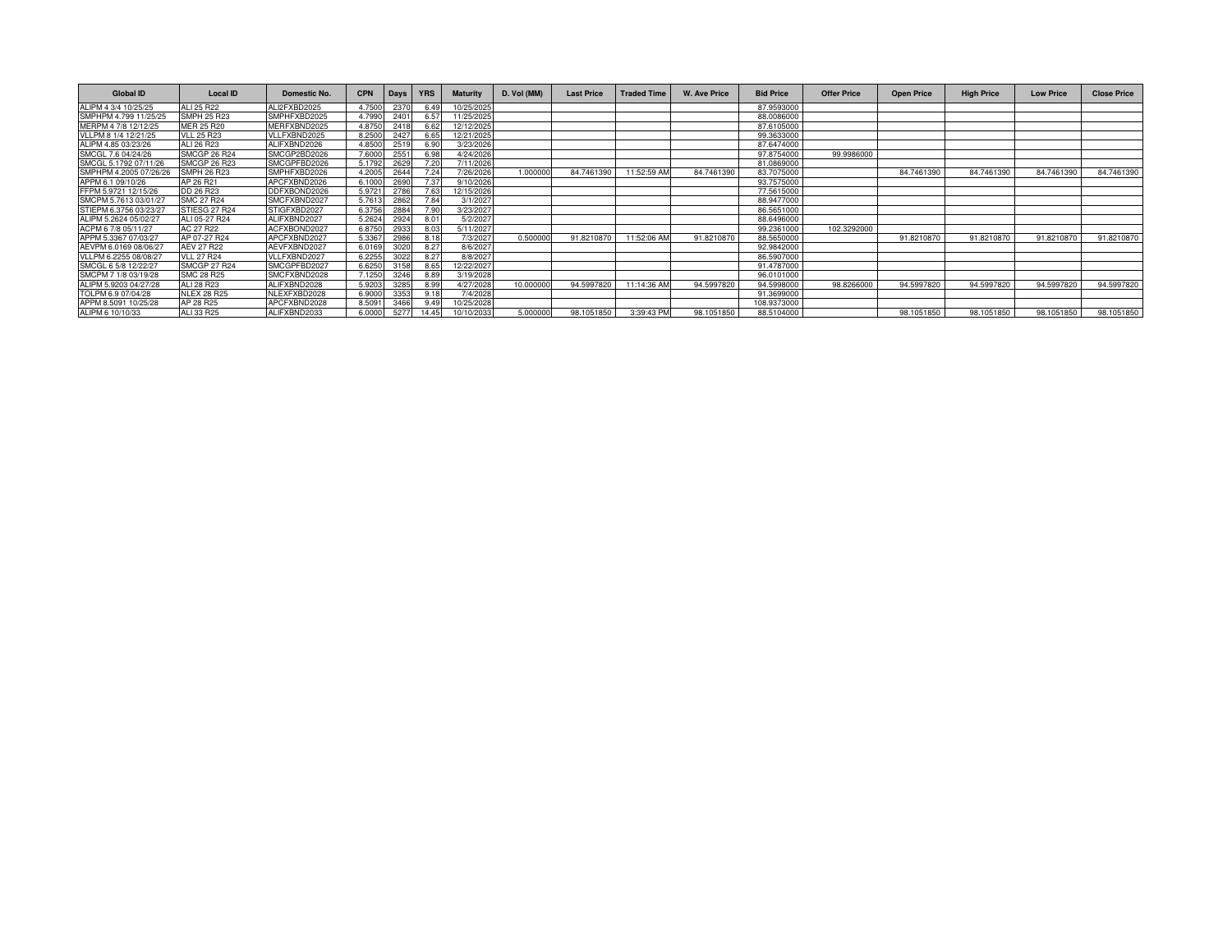| Global ID | Local ID | Domestic No. | CPN | Days | YRS | Maturity | D. Vol (MM) | Last Price | Traded Time | W. Ave Price | Bid Price | Offer Price | Open Price | High Price | Low Price | Close Price |
|---|---|---|---|---|---|---|---|---|---|---|---|---|---|---|---|---|
| ALIPM 4 3/4 10/25/25 | ALI 25 R22 | ALI2FXBD2025 | 4.7500 | 2370 | 6.49 | 10/25/2025 | | | | | 87.9593000 | | | | | |
| SMPHPM 4.799 11/25/25 | SMPH 25 R23 | SMPHFXBD2025 | 4.7990 | 2401 | 6.57 | 11/25/2025 | | | | | 88.0086000 | | | | | |
| MERPM 4 7/8 12/12/25 | MER 25 R20 | MERFXBND2025 | 4.8750 | 2418 | 6.62 | 12/12/2025 | | | | | 87.6105000 | | | | | |
| VLLPM 8 1/4 12/21/25 | VLL 25 R23 | VLLFXBND2025 | 8.2500 | 2427 | 6.65 | 12/21/2025 | | | | | 99.3633000 | | | | | |
| ALIPM 4.85 03/23/26 | ALI 26 R23 | ALIFXBND2026 | 4.8500 | 2519 | 6.90 | 3/23/2026 | | | | | 87.6474000 | | | | | |
| SMCGL 7.6 04/24/26 | SMCGP 26 R24 | SMCGP2BD2026 | 7.6000 | 2551 | 6.98 | 4/24/2026 | | | | | 97.8754000 | 99.9986000 | | | | |
| SMCGL 5.1792 07/11/26 | SMCGP 26 R23 | SMCGPFBD2026 | 5.1792 | 2629 | 7.20 | 7/11/2026 | | | | | 81.0869000 | | | | | |
| SMPHPM 4.2005 07/26/26 | SMPH 26 R23 | SMPHFXBD2026 | 4.2005 | 2644 | 7.24 | 7/26/2026 | 1.000000 | 84.7461390 | 11:52:59 AM | 84.7461390 | 83.7075000 | | 84.7461390 | 84.7461390 | 84.7461390 | 84.7461390 |
| APPM 6.1 09/10/26 | AP 26 R21 | APCFXBND2026 | 6.1000 | 2690 | 7.37 | 9/10/2026 | | | | | 93.7575000 | | | | | |
| FFPM 5.9721 12/15/26 | DD 26 R23 | DDFXBOND2026 | 5.9721 | 2786 | 7.63 | 12/15/2026 | | | | | 77.5615000 | | | | | |
| SMCPM 5.7613 03/01/27 | SMC 27 R24 | SMCFXBND2027 | 5.7613 | 2862 | 7.84 | 3/1/2027 | | | | | 88.9477000 | | | | | |
| STIEPM 6.3756 03/23/27 | STIESG 27 R24 | STIGFXBD2027 | 6.3756 | 2884 | 7.90 | 3/23/2027 | | | | | 86.5651000 | | | | | |
| ALIPM 5.2624 05/02/27 | ALI 05-27 R24 | ALIFXBND2027 | 5.2624 | 2924 | 8.01 | 5/2/2027 | | | | | 88.6496000 | | | | | |
| ACPM 6 7/8 05/11/27 | AC 27 R22 | ACFXBOND2027 | 6.8750 | 2933 | 8.03 | 5/11/2027 | | | | | 99.2361000 | 102.3292000 | | | | |
| APPM 5.3367 07/03/27 | AP 07-27 R24 | APCFXBND2027 | 5.3367 | 2986 | 8.18 | 7/3/2027 | 0.500000 | 91.8210870 | 11:52:06 AM | 91.8210870 | 88.5650000 | | 91.8210870 | 91.8210870 | 91.8210870 | 91.8210870 |
| AEVPM 6.0169 08/06/27 | AEV 27 R22 | AEVFXBND2027 | 6.0169 | 3020 | 8.27 | 8/6/2027 | | | | | 92.9842000 | | | | | |
| VLLPM 6.2255 08/08/27 | VLL 27 R24 | VLLFXBND2027 | 6.2255 | 3022 | 8.27 | 8/8/2027 | | | | | 86.5907000 | | | | | |
| SMCGL 6 5/8 12/22/27 | SMCGP 27 R24 | SMCGPFBD2027 | 6.6250 | 3158 | 8.65 | 12/22/2027 | | | | | 91.4787000 | | | | | |
| SMCPM 7 1/8 03/19/28 | SMC 28 R25 | SMCFXBND2028 | 7.1250 | 3246 | 8.89 | 3/19/2028 | | | | | 96.0101000 | | | | | |
| ALIPM 5.9203 04/27/28 | ALI 28 R23 | ALIFXBND2028 | 5.9203 | 3285 | 8.99 | 4/27/2028 | 10.000000 | 94.5997820 | 11:14:36 AM | 94.5997820 | 94.5998000 | 98.8266000 | 94.5997820 | 94.5997820 | 94.5997820 | 94.5997820 |
| TOLPM 6.9 07/04/28 | NLEX 28 R25 | NLEXFXBD2028 | 6.9000 | 3353 | 9.18 | 7/4/2028 | | | | | 91.3699000 | | | | | |
| APPM 8.5091 10/25/28 | AP 28 R25 | APCFXBND2028 | 8.5091 | 3466 | 9.49 | 10/25/2028 | | | | | 108.9373000 | | | | | |
| ALIPM 6 10/10/33 | ALI 33 R25 | ALIFXBND2033 | 6.0000 | 5277 | 14.45 | 10/10/2033 | 5.000000 | 98.1051850 | 3:39:43 PM | 98.1051850 | 88.5104000 | | 98.1051850 | 98.1051850 | 98.1051850 | 98.1051850 |